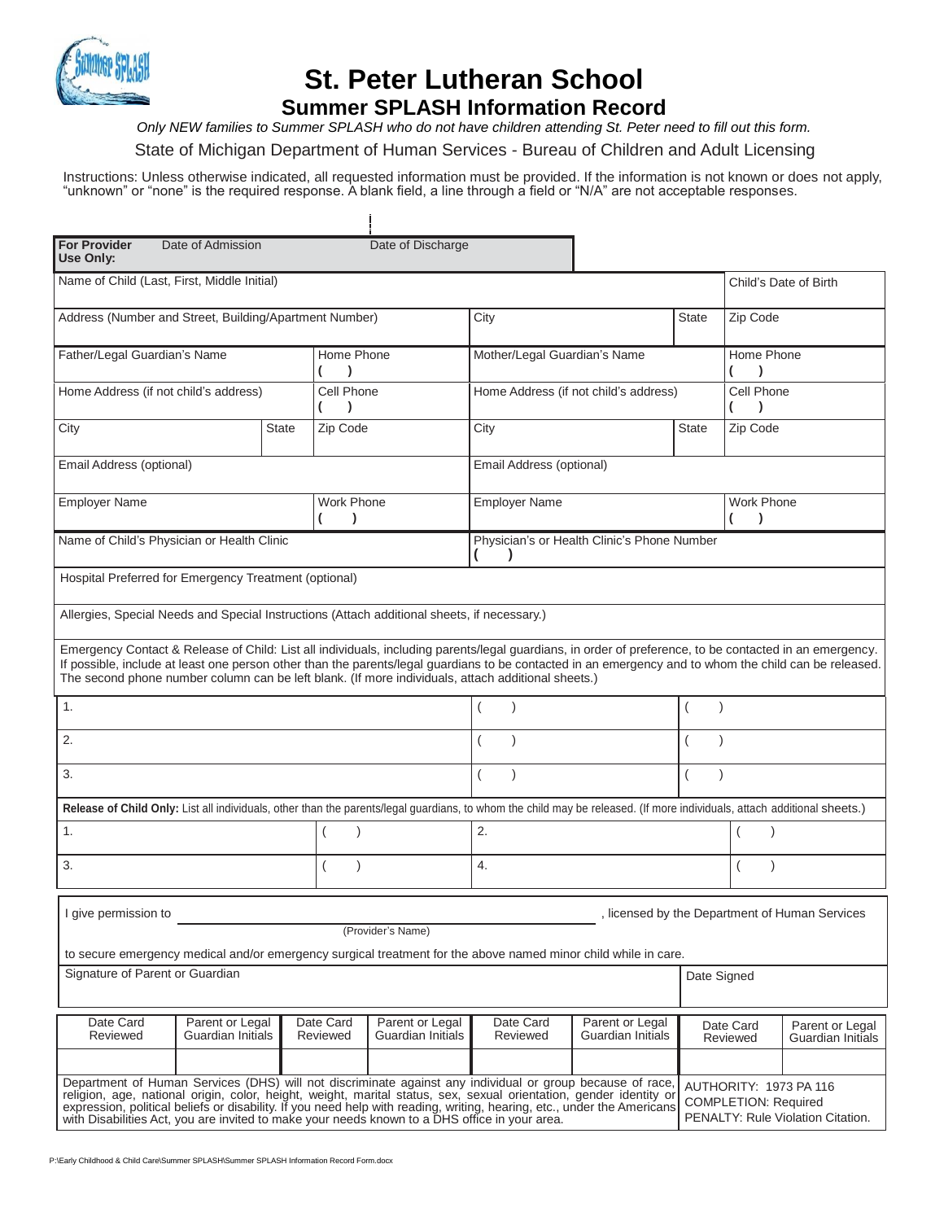# St. Peter Lutheran School

## Summer SPLASH Information Record

*Only NEW families to Summer SPLASH who do not have children attending St. Peter need to fill out this form.*

State of Michigan Department of Human Services - Bureau of Children and Adult Licensing

Instructions: Unless otherwise indicated, all requested information must be provided. If the information is not known or does not apply, "unknown" or "none" is the required response. A blank field, a line through a field or "N/A" are not acceptable responses.

| **For Provider Use Only:** | Date of Admission | Date of Discharge |
|---|---|---|

| Name of Child (Last, First, Middle Initial) | | | Child's Date of Birth |
|---|---|---|---|
| Address (Number and Street, Building/Apartment Number) | City | State | Zip Code |

| Father/Legal Guardian's Name | | Home Phone ( ) | Mother/Legal Guardian's Name | | Home Phone ( ) |
|---|---|---|---|---|---|
| Home Address (if not child's address) | | Cell Phone ( ) | Home Address (if not child's address) | | Cell Phone ( ) |
| City | State | Zip Code | City | State | Zip Code |
| Email Address (optional) | | | Email Address (optional) | | |
| Employer Name | | Work Phone ( ) | Employer Name | | Work Phone ( ) |

| Name of Child's Physician or Health Clinic | Physician's or Health Clinic's Phone Number ( ) |
|---|---|
| Hospital Preferred for Emergency Treatment (optional) | |
| Allergies, Special Needs and Special Instructions (Attach additional sheets, if necessary.) | |

Emergency Contact & Release of Child: List all individuals, including parents/legal guardians, in order of preference, to be contacted in an emergency. If possible, include at least one person other than the parents/legal guardians to be contacted in an emergency and to whom the child can be released. The second phone number column can be left blank. (If more individuals, attach additional sheets.)

| | | |
|---|---|---|
| 1. | ( ) | ( ) |
| 2. | ( ) | ( ) |
| 3. | ( ) | ( ) |

**Release of Child Only:** List all individuals, other than the parents/legal guardians, to whom the child may be released. (If more individuals, attach additional sheets.)

| | | | |
|---|---|---|---|
| 1. | ( ) | 2. | ( ) |
| 3. | ( ) | 4. | ( ) |

I give permission to ______________________________ (Provider's Name), licensed by the Department of Human Services to secure emergency medical and/or emergency surgical treatment for the above named minor child while in care.

| Signature of Parent or Guardian | Date Signed |
|---|---|
| | |

| Date Card Reviewed | Parent or Legal Guardian Initials | Date Card Reviewed | Parent or Legal Guardian Initials | Date Card Reviewed | Parent or Legal Guardian Initials | Date Card Reviewed | Parent or Legal Guardian Initials |
|---|---|---|---|---|---|---|---|
| | | | | | | | |

Department of Human Services (DHS) will not discriminate against any individual or group because of race, religion, age, national origin, color, height, weight, marital status, sex, sexual orientation, gender identity or expression, political beliefs or disability. If you need help with reading, writing, hearing, etc., under the Americans with Disabilities Act, you are invited to make your needs known to a DHS office in your area.

AUTHORITY: 1973 PA 116
COMPLETION: Required
PENALTY: Rule Violation Citation.

P:\Early Childhood & Child Care\Summer SPLASH\Summer SPLASH Information Record Form.docx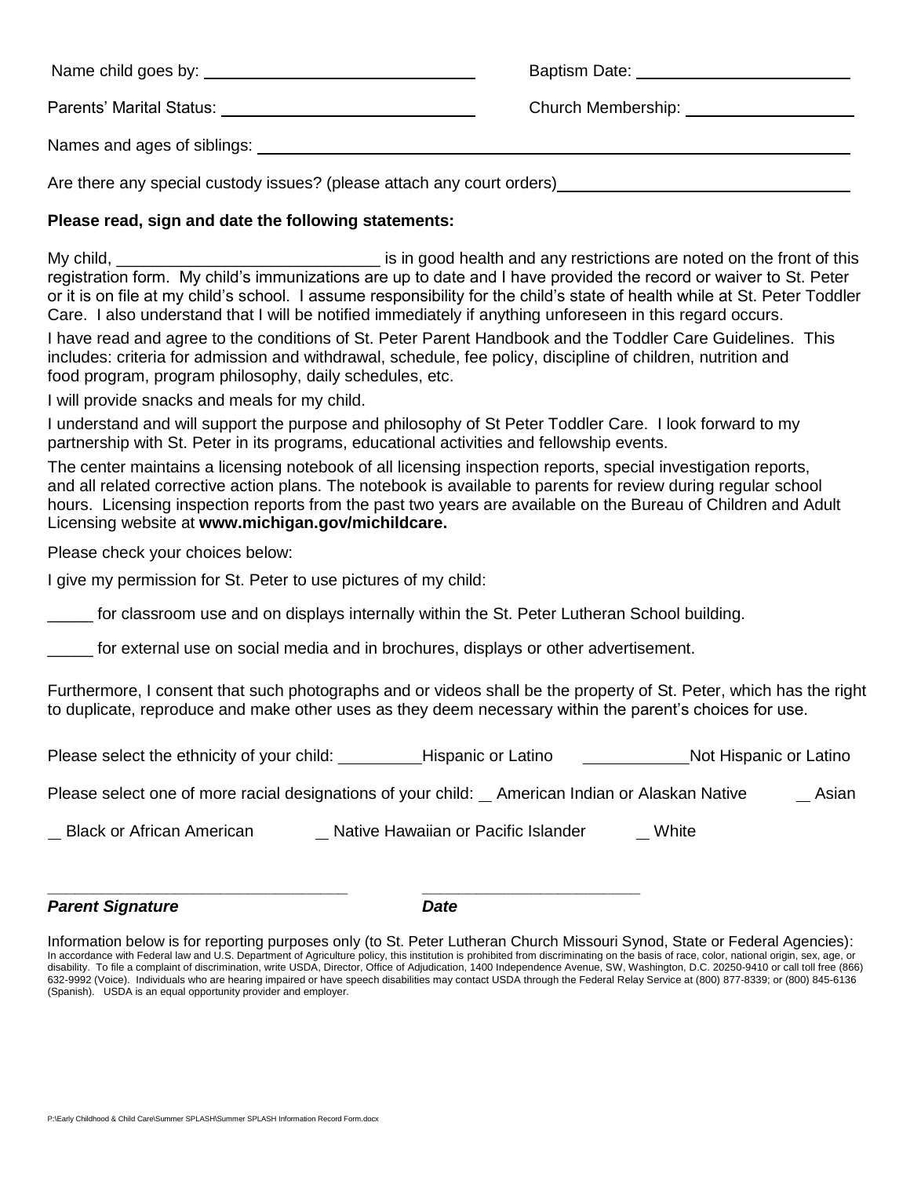Name child goes by: ______________________________ Baptism Date: ________________________

Parents' Marital Status: ____________________________ Church Membership: ___________________

Names and ages of siblings: ______________________________________________________________

Are there any special custody issues? (please attach any court orders)______________________________

**Please read, sign and date the following statements:**

My child, _____________________________ is in good health and any restrictions are noted on the front of this registration form. My child's immunizations are up to date and I have provided the record or waiver to St. Peter or it is on file at my child's school. I assume responsibility for the child's state of health while at St. Peter Toddler Care. I also understand that I will be notified immediately if anything unforeseen in this regard occurs.

I have read and agree to the conditions of St. Peter Parent Handbook and the Toddler Care Guidelines. This includes: criteria for admission and withdrawal, schedule, fee policy, discipline of children, nutrition and food program, program philosophy, daily schedules, etc.

I will provide snacks and meals for my child.

I understand and will support the purpose and philosophy of St Peter Toddler Care. I look forward to my partnership with St. Peter in its programs, educational activities and fellowship events.

The center maintains a licensing notebook of all licensing inspection reports, special investigation reports, and all related corrective action plans. The notebook is available to parents for review during regular school hours. Licensing inspection reports from the past two years are available on the Bureau of Children and Adult Licensing website at **www.michigan.gov/michildcare.**

Please check your choices below:

I give my permission for St. Peter to use pictures of my child:

_____ for classroom use and on displays internally within the St. Peter Lutheran School building.

_____ for external use on social media and in brochures, displays or other advertisement.

Furthermore, I consent that such photographs and or videos shall be the property of St. Peter, which has the right to duplicate, reproduce and make other uses as they deem necessary within the parent's choices for use.

Please select the ethnicity of your child: _________Hispanic or Latino ___________Not Hispanic or Latino

Please select one of more racial designations of your child: _ American Indian or Alaskan Native _ Asian

_ Black or African American _ Native Hawaiian or Pacific Islander _ White

__________________________________ _________________________

***Parent Signature*** ***Date***

Information below is for reporting purposes only (to St. Peter Lutheran Church Missouri Synod, State or Federal Agencies):
In accordance with Federal law and U.S. Department of Agriculture policy, this institution is prohibited from discriminating on the basis of race, color, national origin, sex, age, or disability. To file a complaint of discrimination, write USDA, Director, Office of Adjudication, 1400 Independence Avenue, SW, Washington, D.C. 20250-9410 or call toll free (866) 632-9992 (Voice). Individuals who are hearing impaired or have speech disabilities may contact USDA through the Federal Relay Service at (800) 877-8339; or (800) 845-6136 (Spanish). USDA is an equal opportunity provider and employer.

P:\Early Childhood & Child Care\Summer SPLASH\Summer SPLASH Information Record Form.docx